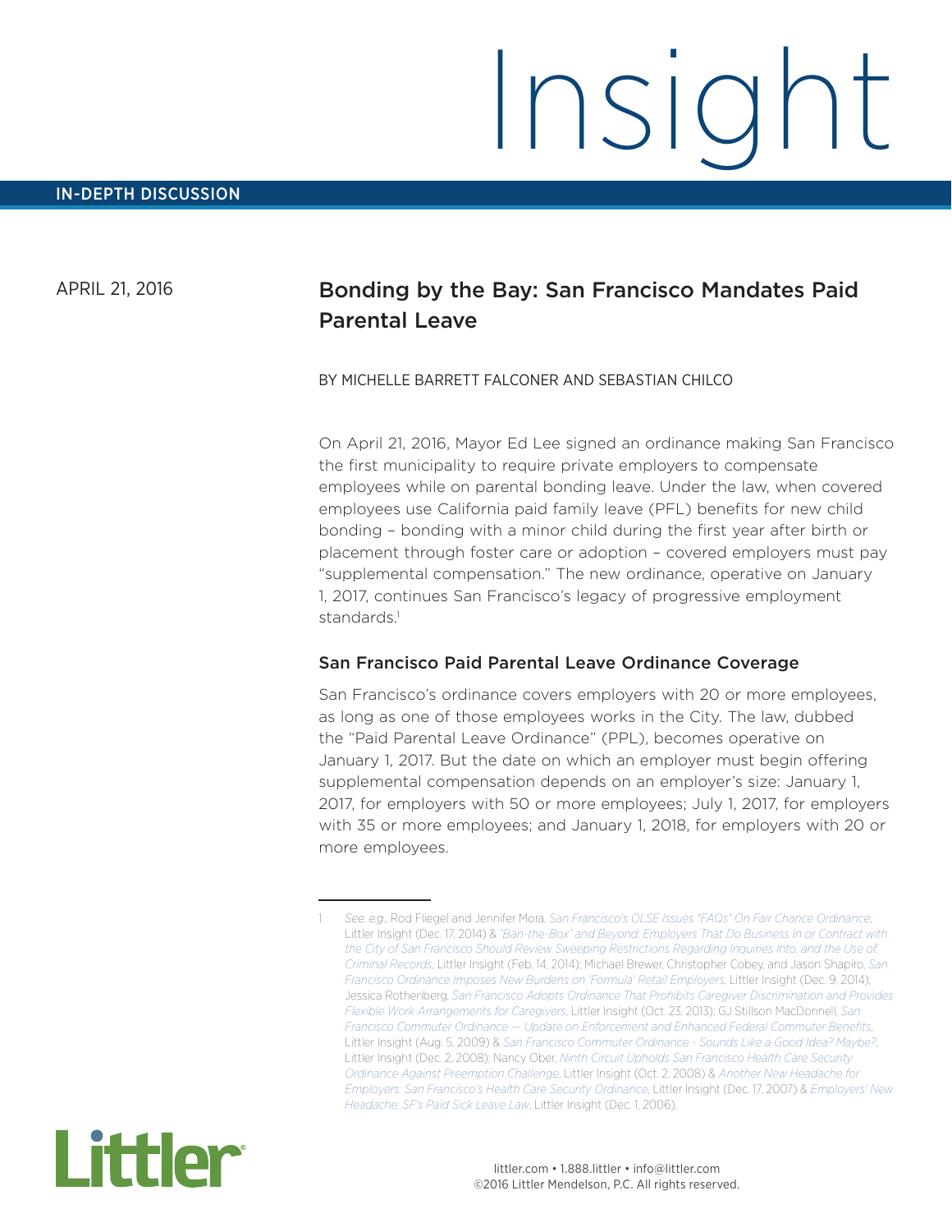# Insight

IN-DEPTH DISCUSSION

APRIL 21, 2016

## Bonding by the Bay: San Francisco Mandates Paid Parental Leave

BY MICHELLE BARRETT FALCONER AND SEBASTIAN CHILCO

On April 21, 2016, Mayor Ed Lee signed an ordinance making San Francisco the first municipality to require private employers to compensate employees while on parental bonding leave. Under the law, when covered employees use California paid family leave (PFL) benefits for new child bonding – bonding with a minor child during the first year after birth or placement through foster care or adoption – covered employers must pay "supplemental compensation." The new ordinance, operative on January 1, 2017, continues San Francisco's legacy of progressive employment standards.[1]

### San Francisco Paid Parental Leave Ordinance Coverage

San Francisco's ordinance covers employers with 20 or more employees, as long as one of those employees works in the City. The law, dubbed the "Paid Parental Leave Ordinance" (PPL), becomes operative on January 1, 2017. But the date on which an employer must begin offering supplemental compensation depends on an employer's size: January 1, 2017, for employers with 50 or more employees; July 1, 2017, for employers with 35 or more employees; and January 1, 2018, for employers with 20 or more employees.

---

1 *See, e.g.*, Rod Fliegel and Jennifer Mora, *San Francisco's OLSE Issues "FAQs" On Fair Chance Ordinance*, Littler Insight (Dec. 17, 2014) & *"Ban-the-Box" and Beyond: Employers That Do Business In or Contract with the City of San Francisco Should Review Sweeping Restrictions Regarding Inquiries Into, and the Use of, Criminal Records*, Littler Insight (Feb. 14, 2014); Michael Brewer, Christopher Cobey, and Jason Shapiro, *San Francisco Ordinance Imposes New Burdens on 'Formula' Retail Employers*, Littler Insight (Dec. 9, 2014); Jessica Rothenberg, *San Francisco Adopts Ordinance That Prohibits Caregiver Discrimination and Provides Flexible Work Arrangements for Caregivers*, Littler Insight (Oct. 23, 2013); GJ Stillson MacDonnell, *San Francisco Commuter Ordinance — Update on Enforcement and Enhanced Federal Commuter Benefits*, Littler Insight (Aug. 5, 2009) & *San Francisco Commuter Ordinance - Sounds Like a Good Idea? Maybe?*, Littler Insight (Dec. 2, 2008); Nancy Ober, *Ninth Circuit Upholds San Francisco Health Care Security Ordinance Against Preemption Challenge*, Littler Insight (Oct. 2, 2008) & *Another New Headache for Employers: San Francisco's Health Care Security Ordinance*, Littler Insight (Dec. 17, 2007) & *Employers' New Headache: SF's Paid Sick Leave Law*, Littler Insight (Dec. 1, 2006).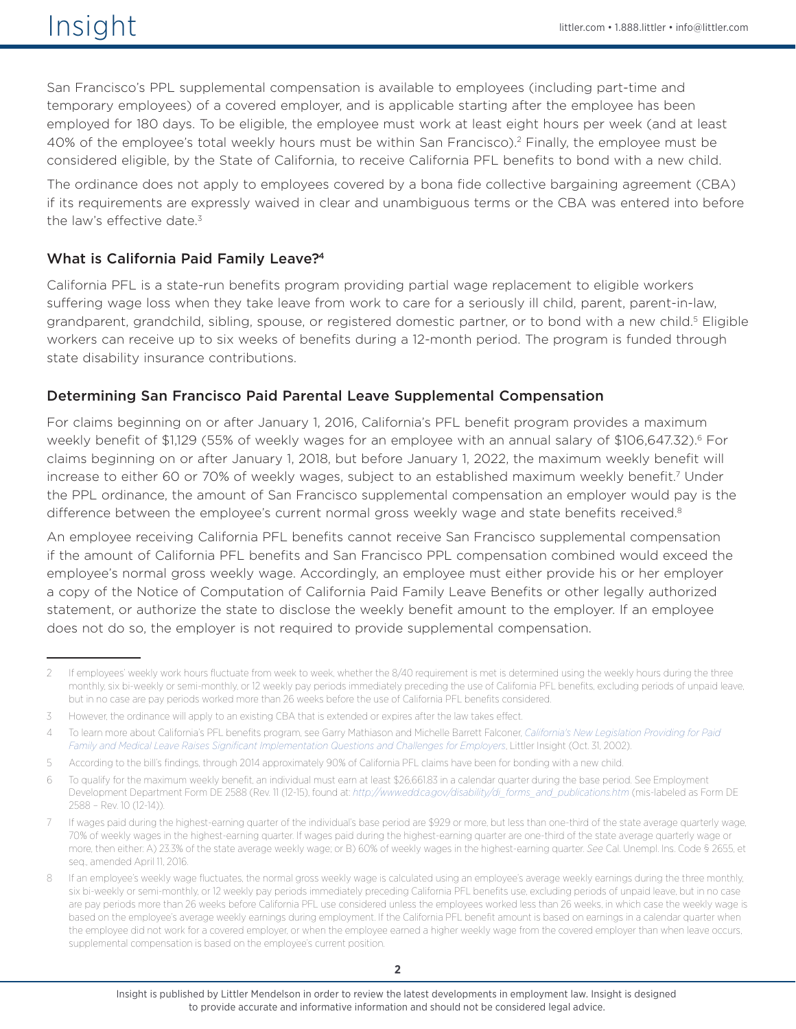San Francisco's PPL supplemental compensation is available to employees (including part-time and temporary employees) of a covered employer, and is applicable starting after the employee has been employed for 180 days. To be eligible, the employee must work at least eight hours per week (and at least 40% of the employee's total weekly hours must be within San Francisco).[2] Finally, the employee must be considered eligible, by the State of California, to receive California PFL benefits to bond with a new child.

The ordinance does not apply to employees covered by a bona fide collective bargaining agreement (CBA) if its requirements are expressly waived in clear and unambiguous terms or the CBA was entered into before the law's effective date.[3]

### What is California Paid Family Leave?[4]

California PFL is a state-run benefits program providing partial wage replacement to eligible workers suffering wage loss when they take leave from work to care for a seriously ill child, parent, parent-in-law, grandparent, grandchild, sibling, spouse, or registered domestic partner, or to bond with a new child.[5] Eligible workers can receive up to six weeks of benefits during a 12-month period. The program is funded through state disability insurance contributions.

### Determining San Francisco Paid Parental Leave Supplemental Compensation

For claims beginning on or after January 1, 2016, California's PFL benefit program provides a maximum weekly benefit of $1,129 (55% of weekly wages for an employee with an annual salary of $106,647.32).[6] For claims beginning on or after January 1, 2018, but before January 1, 2022, the maximum weekly benefit will increase to either 60 or 70% of weekly wages, subject to an established maximum weekly benefit.[7] Under the PPL ordinance, the amount of San Francisco supplemental compensation an employer would pay is the difference between the employee's current normal gross weekly wage and state benefits received.[8]

An employee receiving California PFL benefits cannot receive San Francisco supplemental compensation if the amount of California PFL benefits and San Francisco PPL compensation combined would exceed the employee's normal gross weekly wage. Accordingly, an employee must either provide his or her employer a copy of the Notice of Computation of California Paid Family Leave Benefits or other legally authorized statement, or authorize the state to disclose the weekly benefit amount to the employer. If an employee does not do so, the employer is not required to provide supplemental compensation.

---

2 If employees' weekly work hours fluctuate from week to week, whether the 8/40 requirement is met is determined using the weekly hours during the three monthly, six bi-weekly or semi-monthly, or 12 weekly pay periods immediately preceding the use of California PFL benefits, excluding periods of unpaid leave, but in no case are pay periods worked more than 26 weeks before the use of California PFL benefits considered.

3 However, the ordinance will apply to an existing CBA that is extended or expires after the law takes effect.

4 To learn more about California's PFL benefits program, see Garry Mathiason and Michelle Barrett Falconer, *California's New Legislation Providing for Paid Family and Medical Leave Raises Significant Implementation Questions and Challenges for Employers*, Littler Insight (Oct. 31, 2002).

5 According to the bill's findings, through 2014 approximately 90% of California PFL claims have been for bonding with a new child.

6 To qualify for the maximum weekly benefit, an individual must earn at least $26,661.83 in a calendar quarter during the base period. See Employment Development Department Form DE 2588 (Rev. 11 (12-15)), found at: *http://www.edd.ca.gov/disability/di_forms_and_publications.htm* (mis-labeled as Form DE 2588 – Rev. 10 (12-14)).

7 If wages paid during the highest-earning quarter of the individual's base period are $929 or more, but less than one-third of the state average quarterly wage, 70% of weekly wages in the highest-earning quarter. If wages paid during the highest-earning quarter are one-third of the state average quarterly wage or more, then either: A) 23.3% of the state average weekly wage; or B) 60% of weekly wages in the highest-earning quarter. *See* Cal. Unempl. Ins. Code § 2655, et seq., amended April 11, 2016.

8 If an employee's weekly wage fluctuates, the normal gross weekly wage is calculated using an employee's average weekly earnings during the three monthly, six bi-weekly or semi-monthly, or 12 weekly pay periods immediately preceding California PFL benefits use, excluding periods of unpaid leave, but in no case are pay periods more than 26 weeks before California PFL use considered unless the employees worked less than 26 weeks, in which case the weekly wage is based on the employee's average weekly earnings during employment. If the California PFL benefit amount is based on earnings in a calendar quarter when the employee did not work for a covered employer, or when the employee earned a higher weekly wage from the covered employer than when leave occurs, supplemental compensation is based on the employee's current position.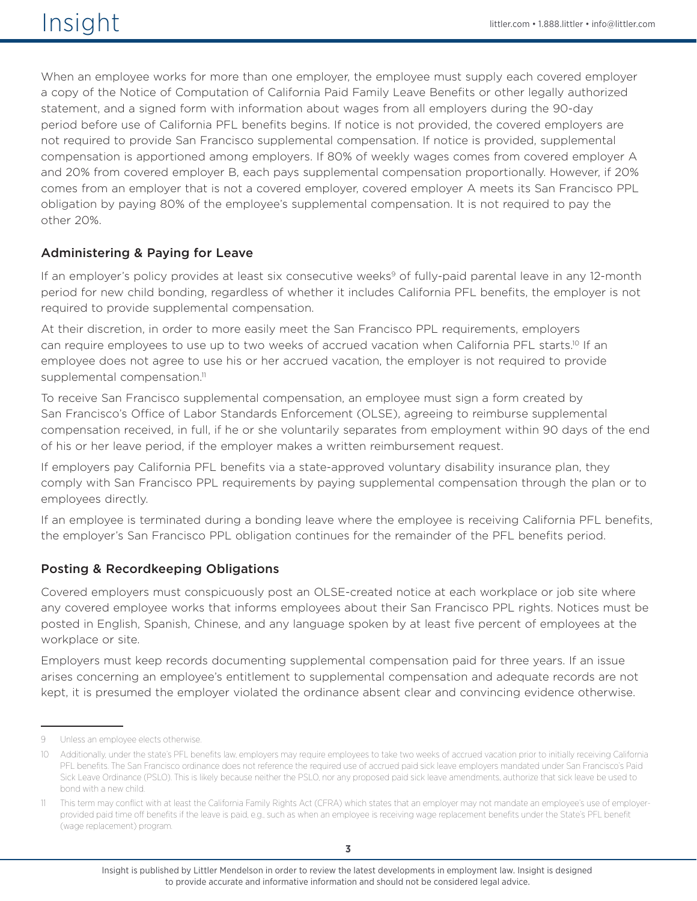When an employee works for more than one employer, the employee must supply each covered employer a copy of the Notice of Computation of California Paid Family Leave Benefits or other legally authorized statement, and a signed form with information about wages from all employers during the 90-day period before use of California PFL benefits begins. If notice is not provided, the covered employers are not required to provide San Francisco supplemental compensation. If notice is provided, supplemental compensation is apportioned among employers. If 80% of weekly wages comes from covered employer A and 20% from covered employer B, each pays supplemental compensation proportionally. However, if 20% comes from an employer that is not a covered employer, covered employer A meets its San Francisco PPL obligation by paying 80% of the employee's supplemental compensation. It is not required to pay the other 20%.

### Administering & Paying for Leave

If an employer's policy provides at least six consecutive weeks[9] of fully-paid parental leave in any 12-month period for new child bonding, regardless of whether it includes California PFL benefits, the employer is not required to provide supplemental compensation.

At their discretion, in order to more easily meet the San Francisco PPL requirements, employers can require employees to use up to two weeks of accrued vacation when California PFL starts.[10] If an employee does not agree to use his or her accrued vacation, the employer is not required to provide supplemental compensation.[11]

To receive San Francisco supplemental compensation, an employee must sign a form created by San Francisco's Office of Labor Standards Enforcement (OLSE), agreeing to reimburse supplemental compensation received, in full, if he or she voluntarily separates from employment within 90 days of the end of his or her leave period, if the employer makes a written reimbursement request.

If employers pay California PFL benefits via a state-approved voluntary disability insurance plan, they comply with San Francisco PPL requirements by paying supplemental compensation through the plan or to employees directly.

If an employee is terminated during a bonding leave where the employee is receiving California PFL benefits, the employer's San Francisco PPL obligation continues for the remainder of the PFL benefits period.

### Posting & Recordkeeping Obligations

Covered employers must conspicuously post an OLSE-created notice at each workplace or job site where any covered employee works that informs employees about their San Francisco PPL rights. Notices must be posted in English, Spanish, Chinese, and any language spoken by at least five percent of employees at the workplace or site.

Employers must keep records documenting supplemental compensation paid for three years. If an issue arises concerning an employee's entitlement to supplemental compensation and adequate records are not kept, it is presumed the employer violated the ordinance absent clear and convincing evidence otherwise.

---

9 Unless an employee elects otherwise.

10 Additionally, under the state's PFL benefits law, employers may require employees to take two weeks of accrued vacation prior to initially receiving California PFL benefits. The San Francisco ordinance does not reference the required use of accrued paid sick leave employers mandated under San Francisco's Paid Sick Leave Ordinance (PSLO). This is likely because neither the PSLO, nor any proposed paid sick leave amendments, authorize that sick leave be used to bond with a new child.

11 This term may conflict with at least the California Family Rights Act (CFRA) which states that an employer may not mandate an employee's use of employer-provided paid time off benefits if the leave is paid, e.g., such as when an employee is receiving wage replacement benefits under the State's PFL benefit (wage replacement) program.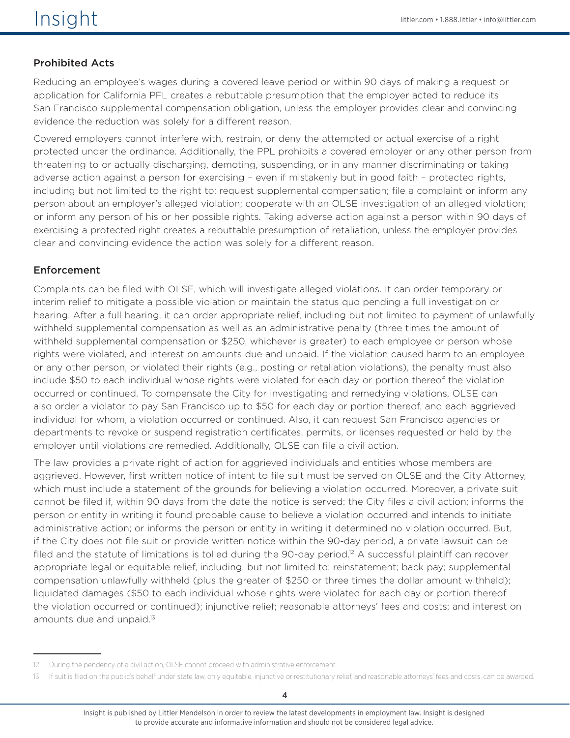## Prohibited Acts

Reducing an employee's wages during a covered leave period or within 90 days of making a request or application for California PFL creates a rebuttable presumption that the employer acted to reduce its San Francisco supplemental compensation obligation, unless the employer provides clear and convincing evidence the reduction was solely for a different reason.

Covered employers cannot interfere with, restrain, or deny the attempted or actual exercise of a right protected under the ordinance. Additionally, the PPL prohibits a covered employer or any other person from threatening to or actually discharging, demoting, suspending, or in any manner discriminating or taking adverse action against a person for exercising – even if mistakenly but in good faith – protected rights, including but not limited to the right to: request supplemental compensation; file a complaint or inform any person about an employer's alleged violation; cooperate with an OLSE investigation of an alleged violation; or inform any person of his or her possible rights. Taking adverse action against a person within 90 days of exercising a protected right creates a rebuttable presumption of retaliation, unless the employer provides clear and convincing evidence the action was solely for a different reason.

## Enforcement

Complaints can be filed with OLSE, which will investigate alleged violations. It can order temporary or interim relief to mitigate a possible violation or maintain the status quo pending a full investigation or hearing. After a full hearing, it can order appropriate relief, including but not limited to payment of unlawfully withheld supplemental compensation as well as an administrative penalty (three times the amount of withheld supplemental compensation or $250, whichever is greater) to each employee or person whose rights were violated, and interest on amounts due and unpaid. If the violation caused harm to an employee or any other person, or violated their rights (e.g., posting or retaliation violations), the penalty must also include $50 to each individual whose rights were violated for each day or portion thereof the violation occurred or continued. To compensate the City for investigating and remedying violations, OLSE can also order a violator to pay San Francisco up to $50 for each day or portion thereof, and each aggrieved individual for whom, a violation occurred or continued. Also, it can request San Francisco agencies or departments to revoke or suspend registration certificates, permits, or licenses requested or held by the employer until violations are remedied. Additionally, OLSE can file a civil action.

The law provides a private right of action for aggrieved individuals and entities whose members are aggrieved. However, first written notice of intent to file suit must be served on OLSE and the City Attorney, which must include a statement of the grounds for believing a violation occurred. Moreover, a private suit cannot be filed if, within 90 days from the date the notice is served: the City files a civil action; informs the person or entity in writing it found probable cause to believe a violation occurred and intends to initiate administrative action; or informs the person or entity in writing it determined no violation occurred. But, if the City does not file suit or provide written notice within the 90-day period, a private lawsuit can be filed and the statute of limitations is tolled during the 90-day period.[12] A successful plaintiff can recover appropriate legal or equitable relief, including, but not limited to: reinstatement; back pay; supplemental compensation unlawfully withheld (plus the greater of $250 or three times the dollar amount withheld); liquidated damages ($50 to each individual whose rights were violated for each day or portion thereof the violation occurred or continued); injunctive relief; reasonable attorneys' fees and costs; and interest on amounts due and unpaid.[13]

---

12 During the pendency of a civil action, OLSE cannot proceed with administrative enforcement.

13 If suit is filed on the public's behalf under state law, only equitable, injunctive or restitutionary relief, and reasonable attorneys' fees and costs, can be awarded.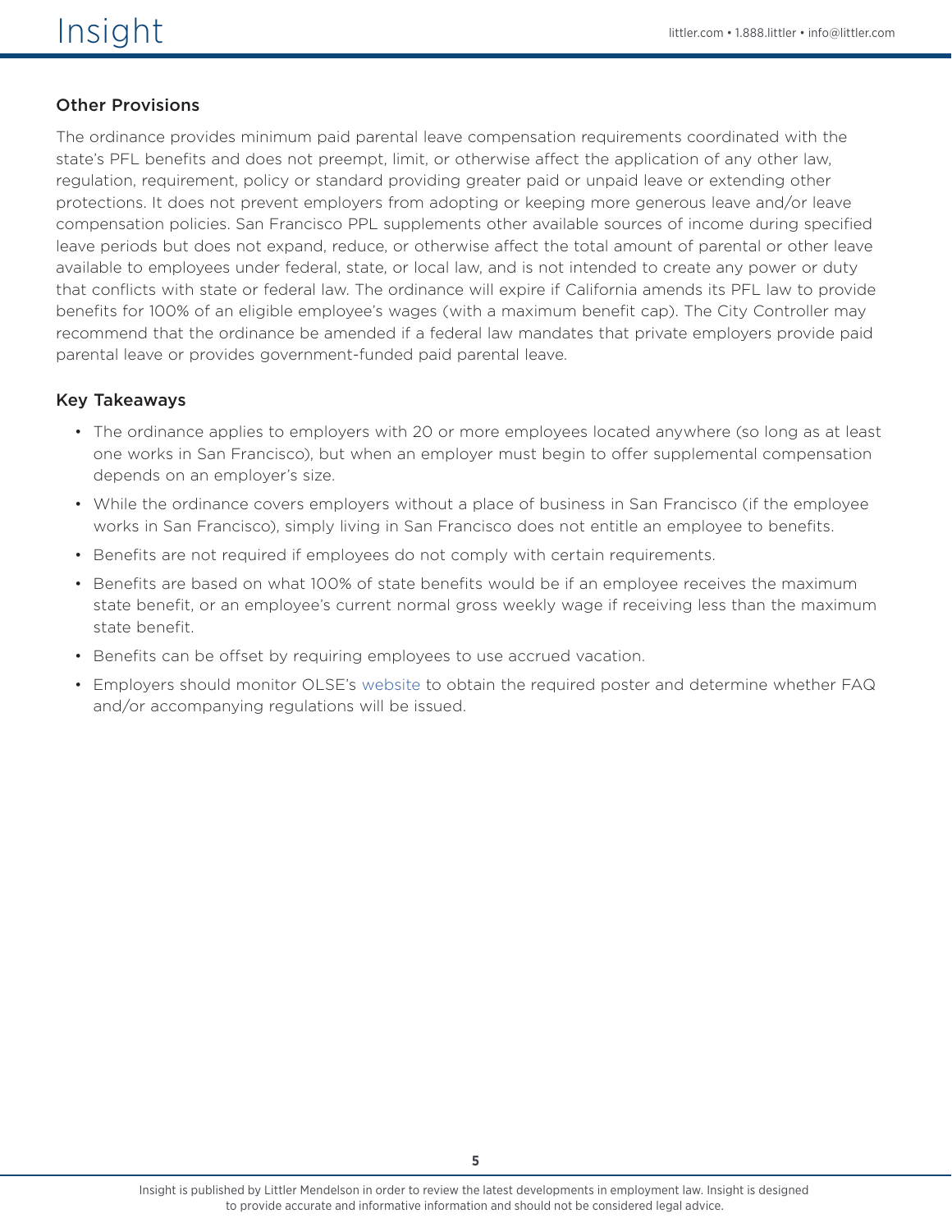## Other Provisions

The ordinance provides minimum paid parental leave compensation requirements coordinated with the state's PFL benefits and does not preempt, limit, or otherwise affect the application of any other law, regulation, requirement, policy or standard providing greater paid or unpaid leave or extending other protections. It does not prevent employers from adopting or keeping more generous leave and/or leave compensation policies. San Francisco PPL supplements other available sources of income during specified leave periods but does not expand, reduce, or otherwise affect the total amount of parental or other leave available to employees under federal, state, or local law, and is not intended to create any power or duty that conflicts with state or federal law. The ordinance will expire if California amends its PFL law to provide benefits for 100% of an eligible employee's wages (with a maximum benefit cap). The City Controller may recommend that the ordinance be amended if a federal law mandates that private employers provide paid parental leave or provides government-funded paid parental leave.

## Key Takeaways

- The ordinance applies to employers with 20 or more employees located anywhere (so long as at least one works in San Francisco), but when an employer must begin to offer supplemental compensation depends on an employer's size.
- While the ordinance covers employers without a place of business in San Francisco (if the employee works in San Francisco), simply living in San Francisco does not entitle an employee to benefits.
- Benefits are not required if employees do not comply with certain requirements.
- Benefits are based on what 100% of state benefits would be if an employee receives the maximum state benefit, or an employee's current normal gross weekly wage if receiving less than the maximum state benefit.
- Benefits can be offset by requiring employees to use accrued vacation.
- Employers should monitor OLSE's website to obtain the required poster and determine whether FAQ and/or accompanying regulations will be issued.